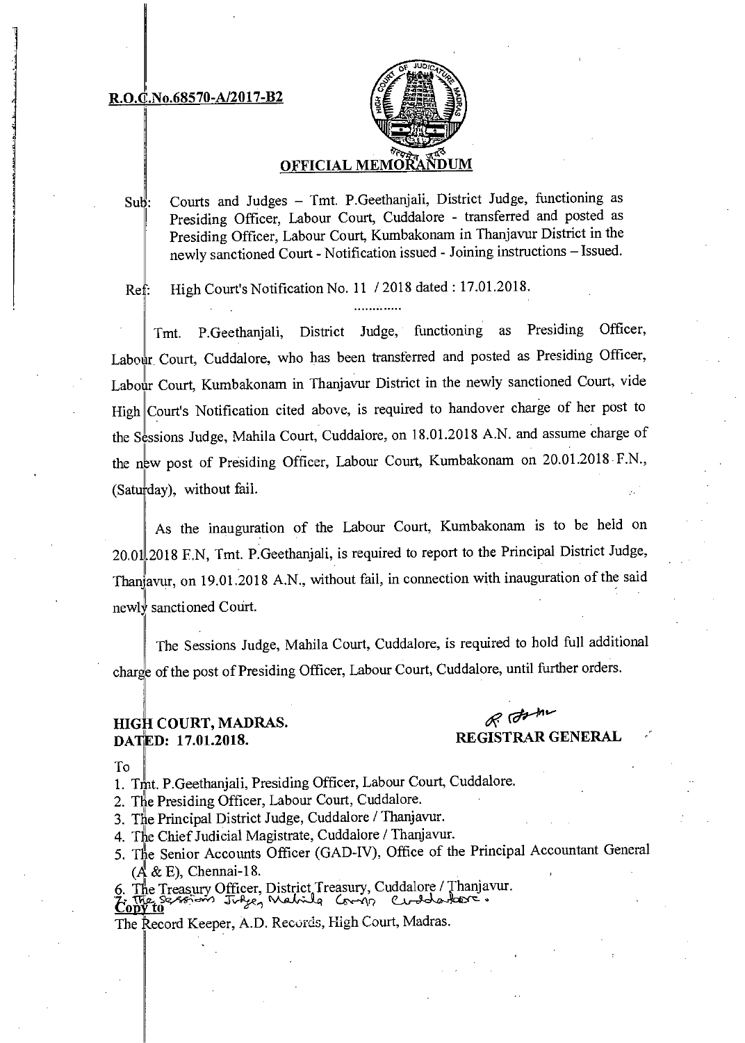**R.O.C.No.68570-A/2017-B2**

## OFFICIAL MEMORANDUM

Sub: Courts and Judges – Tmt. P.Geethanjali, District Judge, functioning as Presiding Officer, Labour Court, Cuddalore - transferred and posted as Presiding Officer, Labour Court, Kumbakonam in Thanjavur District in the newly sanctioned Court - Notification issued - Joining instructions – Issued.

Ref: High Court's Notification No. 11 / 2018 dated : 17.01.2018.

.............

Tmt. P.Geethanjali, District Judge, functioning as Presiding Officer, Labour Court, Cuddalore, who has been transferred and posted as Presiding Officer, Labour Court, Kumbakonam in Thanjavur District in the newly sanctioned Court, vide High Court's Notification cited above, is required to handover charge of her post to the Sessions Judge, Mahila Court, Cuddalore, on 18.01.2018 A.N. and assume charge of the new post of Presiding Officer, Labour Court, Kumbakonam on 20.01.2018 F.N., (Saturday), without fail.

As the inauguration of the Labour Court, Kumbakonam is to be held on 20.01.2018 F.N, Tmt. P.Geethanjali, is required to report to the Principal District Judge, Thanjavur, on 19.01.2018 A.N., without fail, in connection with inauguration of the said newly sanctioned Court.

The Sessions Judge, Mahila Court, Cuddalore, is required to hold full additional charge of the post of Presiding Officer, Labour Court, Cuddalore, until further orders.

**HIGH COURT, MADRAS.**
**DATED: 17.01.2018.**

**REGISTRAR GENERAL**

To

1. Tmt. P.Geethanjali, Presiding Officer, Labour Court, Cuddalore.
2. The Presiding Officer, Labour Court, Cuddalore.
3. The Principal District Judge, Cuddalore / Thanjavur.
4. The Chief Judicial Magistrate, Cuddalore / Thanjavur.
5. The Senior Accounts Officer (GAD-IV), Office of the Principal Accountant General (A & E), Chennai-18.
6. The Treasury Officer, District Treasury, Cuddalore / Thanjavur.
7. The Sessions Judge, Mahila Court, Cuddalore.

**Copy to**

The Record Keeper, A.D. Records, High Court, Madras.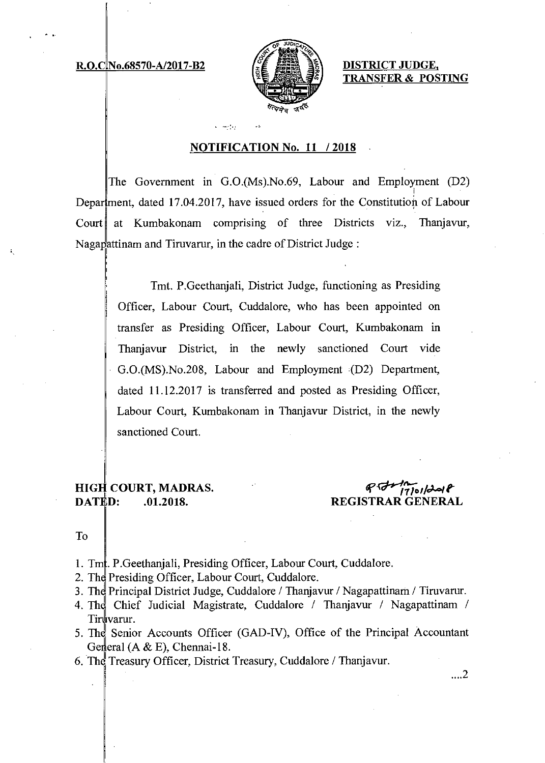R.O.C.No.68570-A/2017-B2

**DISTRICT JUDGE, TRANSFER & POSTING**

## NOTIFICATION No. 11 / 2018

The Government in G.O.(Ms).No.69, Labour and Employment (D2) Department, dated 17.04.2017, have issued orders for the Constitution of Labour Court at Kumbakonam comprising of three Districts viz., Thanjavur, Nagapattinam and Tiruvarur, in the cadre of District Judge :

> Tmt. P.Geethanjali, District Judge, functioning as Presiding Officer, Labour Court, Cuddalore, who has been appointed on transfer as Presiding Officer, Labour Court, Kumbakonam in Thanjavur District, in the newly sanctioned Court vide G.O.(MS).No.208, Labour and Employment (D2) Department, dated 11.12.2017 is transferred and posted as Presiding Officer, Labour Court, Kumbakonam in Thanjavur District, in the newly sanctioned Court.

**HIGH COURT, MADRAS.**
**DATED: .01.2018.**

17/01/2018
**REGISTRAR GENERAL**

To

1. Tmt. P.Geethanjali, Presiding Officer, Labour Court, Cuddalore.
2. The Presiding Officer, Labour Court, Cuddalore.
3. The Principal District Judge, Cuddalore / Thanjavur / Nagapattinam / Tiruvarur.
4. The Chief Judicial Magistrate, Cuddalore / Thanjavur / Nagapattinam / Tiruvarur.
5. The Senior Accounts Officer (GAD-IV), Office of the Principal Accountant General (A & E), Chennai-18.
6. The Treasury Officer, District Treasury, Cuddalore / Thanjavur.

....2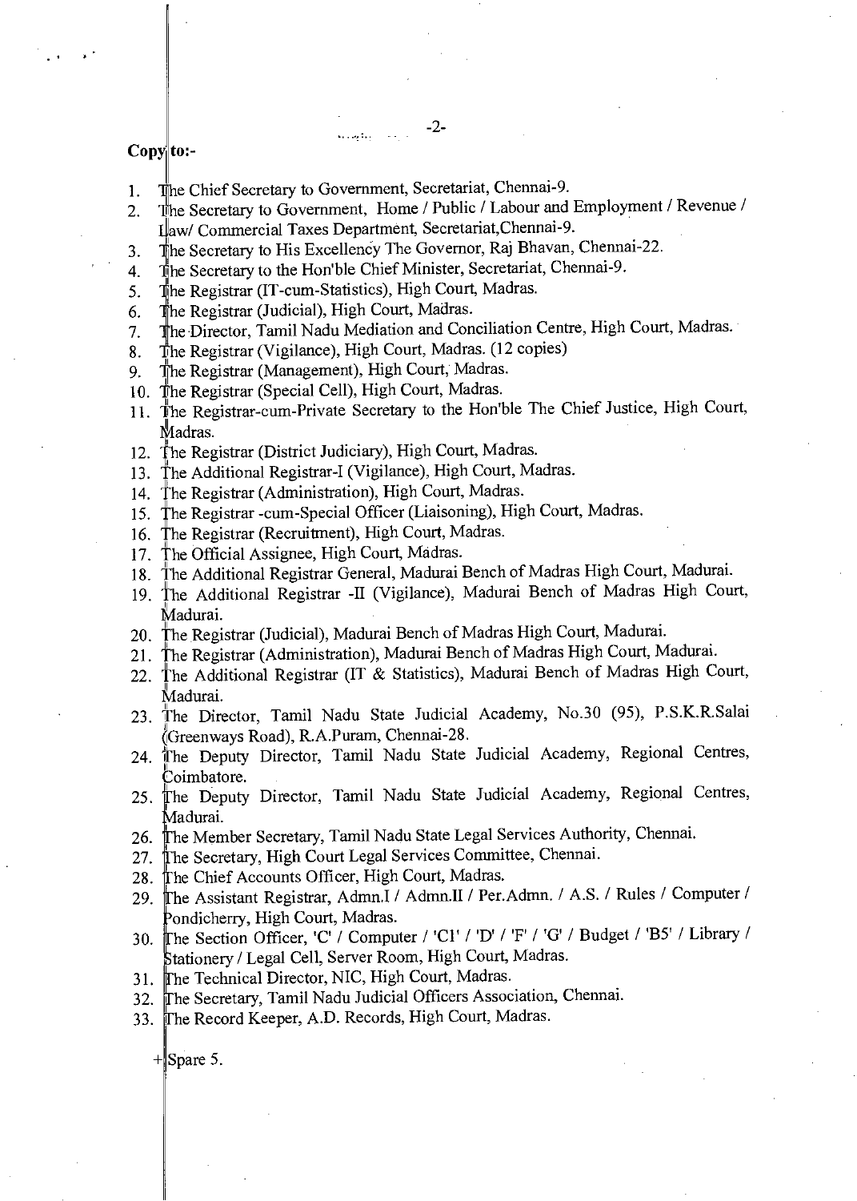**Copy to:-**

1. The Chief Secretary to Government, Secretariat, Chennai-9.
2. The Secretary to Government, Home / Public / Labour and Employment / Revenue / Law/ Commercial Taxes Department, Secretariat,Chennai-9.
3. The Secretary to His Excellency The Governor, Raj Bhavan, Chennai-22.
4. The Secretary to the Hon'ble Chief Minister, Secretariat, Chennai-9.
5. The Registrar (IT-cum-Statistics), High Court, Madras.
6. The Registrar (Judicial), High Court, Madras.
7. The Director, Tamil Nadu Mediation and Conciliation Centre, High Court, Madras.
8. The Registrar (Vigilance), High Court, Madras. (12 copies)
9. The Registrar (Management), High Court, Madras.
10. The Registrar (Special Cell), High Court, Madras.
11. The Registrar-cum-Private Secretary to the Hon'ble The Chief Justice, High Court, Madras.
12. The Registrar (District Judiciary), High Court, Madras.
13. The Additional Registrar-I (Vigilance), High Court, Madras.
14. The Registrar (Administration), High Court, Madras.
15. The Registrar -cum-Special Officer (Liaisoning), High Court, Madras.
16. The Registrar (Recruitment), High Court, Madras.
17. The Official Assignee, High Court, Madras.
18. The Additional Registrar General, Madurai Bench of Madras High Court, Madurai.
19. The Additional Registrar -II (Vigilance), Madurai Bench of Madras High Court, Madurai.
20. The Registrar (Judicial), Madurai Bench of Madras High Court, Madurai.
21. The Registrar (Administration), Madurai Bench of Madras High Court, Madurai.
22. The Additional Registrar (IT & Statistics), Madurai Bench of Madras High Court, Madurai.
23. The Director, Tamil Nadu State Judicial Academy, No.30 (95), P.S.K.R.Salai (Greenways Road), R.A.Puram, Chennai-28.
24. The Deputy Director, Tamil Nadu State Judicial Academy, Regional Centres, Coimbatore.
25. The Deputy Director, Tamil Nadu State Judicial Academy, Regional Centres, Madurai.
26. The Member Secretary, Tamil Nadu State Legal Services Authority, Chennai.
27. The Secretary, High Court Legal Services Committee, Chennai.
28. The Chief Accounts Officer, High Court, Madras.
29. The Assistant Registrar, Admn.I / Admn.II / Per.Admn. / A.S. / Rules / Computer / Pondicherry, High Court, Madras.
30. The Section Officer, 'C' / Computer / 'C1' / 'D' / 'F' / 'G' / Budget / 'B5' / Library / Stationery / Legal Cell, Server Room, High Court, Madras.
31. The Technical Director, NIC, High Court, Madras.
32. The Secretary, Tamil Nadu Judicial Officers Association, Chennai.
33. The Record Keeper, A.D. Records, High Court, Madras.

+Spare 5.